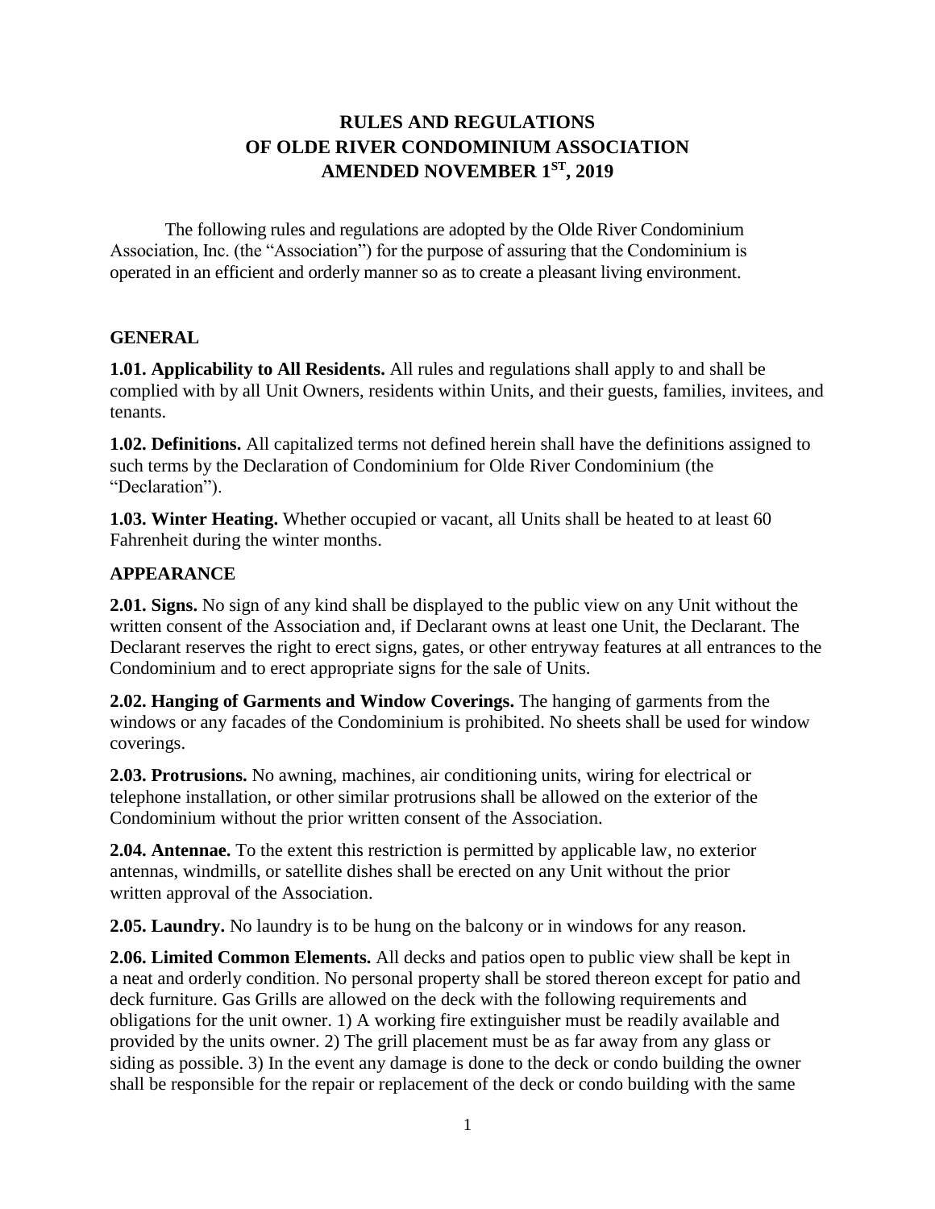# RULES AND REGULATIONS OF OLDE RIVER CONDOMINIUM ASSOCIATION AMENDED NOVEMBER 1ST, 2019

The following rules and regulations are adopted by the Olde River Condominium Association, Inc. (the "Association") for the purpose of assuring that the Condominium is operated in an efficient and orderly manner so as to create a pleasant living environment.

## GENERAL

**1.01. Applicability to All Residents.** All rules and regulations shall apply to and shall be complied with by all Unit Owners, residents within Units, and their guests, families, invitees, and tenants.

**1.02. Definitions.** All capitalized terms not defined herein shall have the definitions assigned to such terms by the Declaration of Condominium for Olde River Condominium (the "Declaration").

**1.03. Winter Heating.** Whether occupied or vacant, all Units shall be heated to at least 60 Fahrenheit during the winter months.

## APPEARANCE

**2.01. Signs.** No sign of any kind shall be displayed to the public view on any Unit without the written consent of the Association and, if Declarant owns at least one Unit, the Declarant. The Declarant reserves the right to erect signs, gates, or other entryway features at all entrances to the Condominium and to erect appropriate signs for the sale of Units.

**2.02. Hanging of Garments and Window Coverings.** The hanging of garments from the windows or any facades of the Condominium is prohibited. No sheets shall be used for window coverings.

**2.03. Protrusions.** No awning, machines, air conditioning units, wiring for electrical or telephone installation, or other similar protrusions shall be allowed on the exterior of the Condominium without the prior written consent of the Association.

**2.04. Antennae.** To the extent this restriction is permitted by applicable law, no exterior antennas, windmills, or satellite dishes shall be erected on any Unit without the prior written approval of the Association.

**2.05. Laundry.** No laundry is to be hung on the balcony or in windows for any reason.

**2.06. Limited Common Elements.** All decks and patios open to public view shall be kept in a neat and orderly condition. No personal property shall be stored thereon except for patio and deck furniture. Gas Grills are allowed on the deck with the following requirements and obligations for the unit owner. 1) A working fire extinguisher must be readily available and provided by the units owner. 2) The grill placement must be as far away from any glass or siding as possible. 3) In the event any damage is done to the deck or condo building the owner shall be responsible for the repair or replacement of the deck or condo building with the same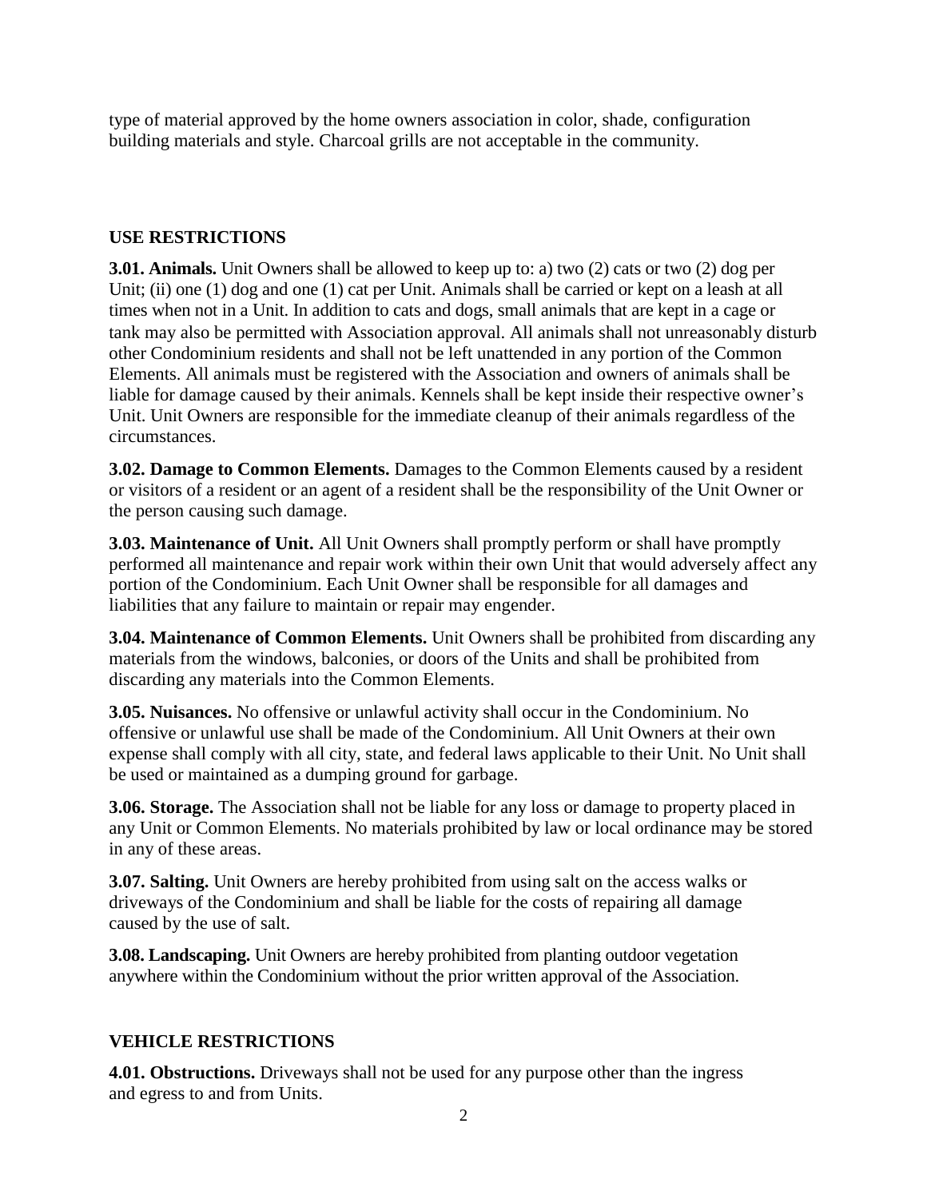type of material approved by the home owners association in color, shade, configuration building materials and style. Charcoal grills are not acceptable in the community.

## USE RESTRICTIONS

**3.01. Animals.** Unit Owners shall be allowed to keep up to: a) two (2) cats or two (2) dog per Unit; (ii) one (1) dog and one (1) cat per Unit. Animals shall be carried or kept on a leash at all times when not in a Unit. In addition to cats and dogs, small animals that are kept in a cage or tank may also be permitted with Association approval. All animals shall not unreasonably disturb other Condominium residents and shall not be left unattended in any portion of the Common Elements. All animals must be registered with the Association and owners of animals shall be liable for damage caused by their animals. Kennels shall be kept inside their respective owner's Unit. Unit Owners are responsible for the immediate cleanup of their animals regardless of the circumstances.

**3.02. Damage to Common Elements.** Damages to the Common Elements caused by a resident or visitors of a resident or an agent of a resident shall be the responsibility of the Unit Owner or the person causing such damage.

**3.03. Maintenance of Unit.** All Unit Owners shall promptly perform or shall have promptly performed all maintenance and repair work within their own Unit that would adversely affect any portion of the Condominium. Each Unit Owner shall be responsible for all damages and liabilities that any failure to maintain or repair may engender.

**3.04. Maintenance of Common Elements.** Unit Owners shall be prohibited from discarding any materials from the windows, balconies, or doors of the Units and shall be prohibited from discarding any materials into the Common Elements.

**3.05. Nuisances.** No offensive or unlawful activity shall occur in the Condominium. No offensive or unlawful use shall be made of the Condominium. All Unit Owners at their own expense shall comply with all city, state, and federal laws applicable to their Unit. No Unit shall be used or maintained as a dumping ground for garbage.

**3.06. Storage.** The Association shall not be liable for any loss or damage to property placed in any Unit or Common Elements. No materials prohibited by law or local ordinance may be stored in any of these areas.

**3.07. Salting.** Unit Owners are hereby prohibited from using salt on the access walks or driveways of the Condominium and shall be liable for the costs of repairing all damage caused by the use of salt.

**3.08. Landscaping.** Unit Owners are hereby prohibited from planting outdoor vegetation anywhere within the Condominium without the prior written approval of the Association.

## VEHICLE RESTRICTIONS

**4.01. Obstructions.** Driveways shall not be used for any purpose other than the ingress and egress to and from Units.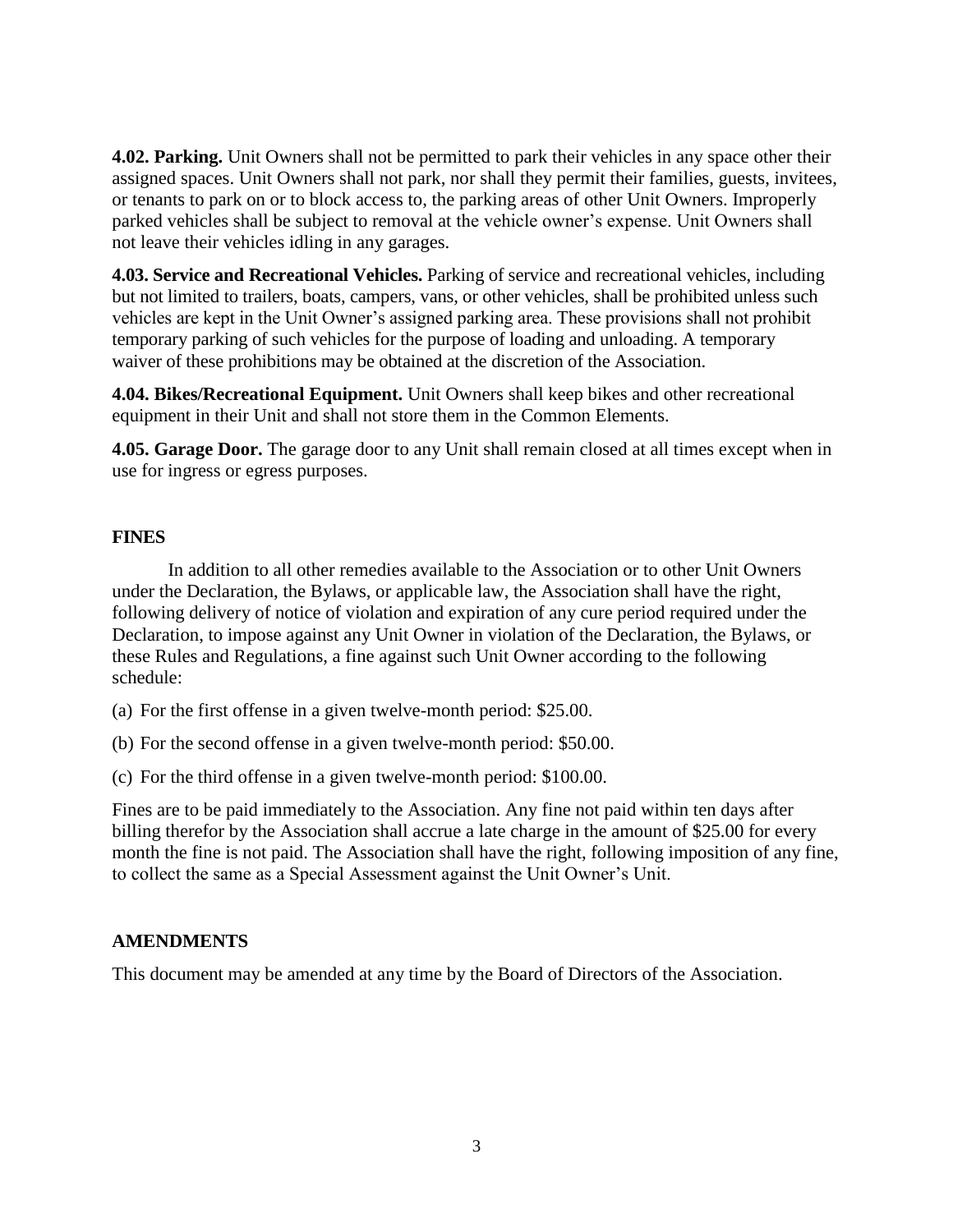**4.02. Parking.** Unit Owners shall not be permitted to park their vehicles in any space other their assigned spaces. Unit Owners shall not park, nor shall they permit their families, guests, invitees, or tenants to park on or to block access to, the parking areas of other Unit Owners. Improperly parked vehicles shall be subject to removal at the vehicle owner's expense. Unit Owners shall not leave their vehicles idling in any garages.

**4.03. Service and Recreational Vehicles.** Parking of service and recreational vehicles, including but not limited to trailers, boats, campers, vans, or other vehicles, shall be prohibited unless such vehicles are kept in the Unit Owner's assigned parking area. These provisions shall not prohibit temporary parking of such vehicles for the purpose of loading and unloading. A temporary waiver of these prohibitions may be obtained at the discretion of the Association.

**4.04. Bikes/Recreational Equipment.** Unit Owners shall keep bikes and other recreational equipment in their Unit and shall not store them in the Common Elements.

**4.05. Garage Door.** The garage door to any Unit shall remain closed at all times except when in use for ingress or egress purposes.

## FINES

In addition to all other remedies available to the Association or to other Unit Owners under the Declaration, the Bylaws, or applicable law, the Association shall have the right, following delivery of notice of violation and expiration of any cure period required under the Declaration, to impose against any Unit Owner in violation of the Declaration, the Bylaws, or these Rules and Regulations, a fine against such Unit Owner according to the following schedule:

(a) For the first offense in a given twelve-month period: $25.00.

(b) For the second offense in a given twelve-month period: $50.00.

(c) For the third offense in a given twelve-month period: $100.00.

Fines are to be paid immediately to the Association. Any fine not paid within ten days after billing therefor by the Association shall accrue a late charge in the amount of $25.00 for every month the fine is not paid. The Association shall have the right, following imposition of any fine, to collect the same as a Special Assessment against the Unit Owner's Unit.

## AMENDMENTS

This document may be amended at any time by the Board of Directors of the Association.